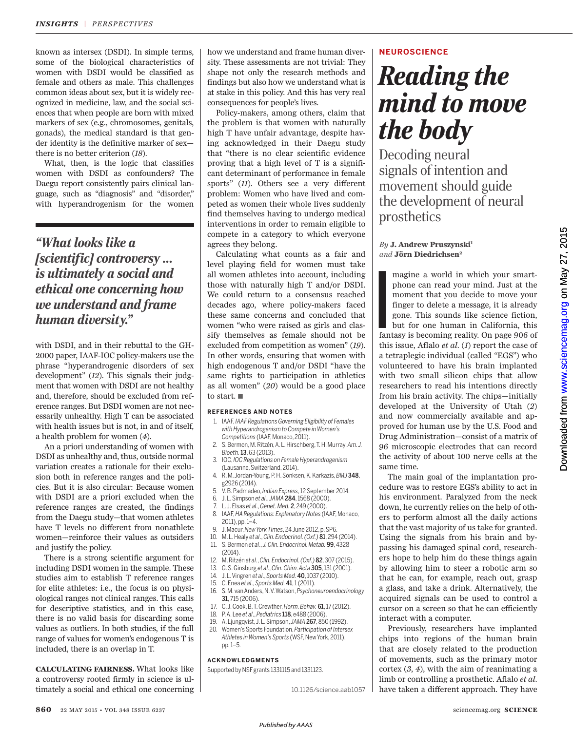known as intersex (DSDI). In simple terms, some of the biological characteristics of women with DSDI would be classified as female and others as male. This challenges common ideas about sex, but it is widely recognized in medicine, law, and the social sciences that when people are born with mixed markers of sex (e.g., chromosomes, genitals, gonads), the medical standard is that gender identity is the definitive marker of sex—there is no better criterion (*18*).

What, then, is the logic that classifies women with DSDI as confounders? The Daegu report consistently pairs clinical language, such as "diagnosis" and "disorder," with hyperandrogenism for the women with DSDI, and in their rebuttal to the GH-2000 paper, IAAF-IOC policy-makers use the phrase "hyperandrogenic disorders of sex development" (*12*). This signals their judgment that women with DSDI are not healthy and, therefore, should be excluded from reference ranges. But DSDI women are not necessarily unhealthy. High T can be associated with health issues but is not, in and of itself, a health problem for women (*4*).

> ***"What looks like a [scientific] controversy … is ultimately a social and ethical one concerning how we understand and frame human diversity."***

An a priori understanding of women with DSDI as unhealthy and, thus, outside normal variation creates a rationale for their exclusion both in reference ranges and the policies. But it is also circular: Because women with DSDI are a priori excluded when the reference ranges are created, the findings from the Daegu study—that women athletes have T levels no different from nonathlete women—reinforce their values as outsiders and justify the policy.

There is a strong scientific argument for including DSDI women in the sample. These studies aim to establish T reference ranges for elite athletes: i.e., the focus is on physiological ranges not clinical ranges. This calls for descriptive statistics, and in this case, there is no valid basis for discarding some values as outliers. In both studies, if the full range of values for women's endogenous T is included, there is an overlap in T.

**CALCULATING FAIRNESS.** What looks like a controversy rooted firmly in science is ultimately a social and ethical one concerning how we understand and frame human diversity. These assessments are not trivial: They shape not only the research methods and findings but also how we understand what is at stake in this policy. And this has very real consequences for people's lives.

Policy-makers, among others, claim that the problem is that women with naturally high T have unfair advantage, despite having acknowledged in their Daegu study that "there is no clear scientific evidence proving that a high level of T is a significant determinant of performance in female sports" (*11*). Others see a very different problem: Women who have lived and competed as women their whole lives suddenly find themselves having to undergo medical interventions in order to remain eligible to compete in a category to which everyone agrees they belong.

Calculating what counts as a fair and level playing field for women must take all women athletes into account, including those with naturally high T and/or DSDI. We could return to a consensus reached decades ago, where policy-makers faced these same concerns and concluded that women "who were raised as girls and classify themselves as female should not be excluded from competition as women" (*19*). In other words, ensuring that women with high endogenous T and/or DSDI "have the same rights to participation in athletics as all women" (*20*) would be a good place to start. ■

## REFERENCES AND NOTES

1. IAAF, *IAAF Regulations Governing Eligibility of Females with Hyperandrogenism to Compete in Women's Competitions* (IAAF, Monaco, 2011).
2. S. Bermon, M. Ritzén, A. L. Hirschberg, T. H. Murray, *Am. J. Bioeth.* **13**, 63 (2013).
3. IOC, *IOC Regulations on Female Hyperandrogenism* (Lausanne, Switzerland, 2014).
4. R. M. Jordan-Young, P. H. Sönksen, K. Karkazis, *BMJ* **348**, g2926 (2014).
5. V. B. Padmadeo, *Indian Express*, 12 September 2014.
6. J. L. Simpson *et al.*, *JAMA* **284**, 1568 (2000).
7. L. J. Elsas *et al.*, *Genet. Med.* **2**, 249 (2000).
8. IAAF, *HA Regulations: Explanatory Notes* (IAAF, Monaco, 2011), pp. 1–4.
9. J. Macur, *New York Times*, 24 June 2012, p. SP6.
10. M. L. Healy *et al.*, *Clin. Endocrinol. (Oxf.)* **81**, 294 (2014).
11. S. Bermon *et al.*, *J. Clin. Endocrinol. Metab.* **99**, 4328 (2014).
12. M. Ritzén *et al.*, *Clin. Endocrinol. (Oxf.)* **82**, 307 (2015).
13. G. S. Ginsburg *et al.*, *Clin. Chim. Acta* **305**, 131 (2001).
14. J. L. Vingren *et al.*, *Sports Med.* **40**, 1037 (2010).
15. C. Enea *et al.*, *Sports Med.* **41**, 1 (2011).
16. S. M. van Anders, N. V. Watson, *Psychoneuroendocrinology* **31**, 715 (2006).
17. C. J. Cook, B. T. Crewther, *Horm. Behav.* **61**, 17 (2012).
18. P. A. Lee *et al.*, *Pediatrics* **118**, e488 (2006).
19. A. Ljungqvist, J. L. Simpson, *JAMA* **267**, 850 (1992).
20. Women's Sports Foundation, *Participation of Intersex Athletes in Women's Sports* (WSF, New York, 2011), pp. 1–5.

## ACKNOWLEDGMENTS

Supported by NSF grants 1331115 and 1331123.

10.1126/science.aab1057

---

NEUROSCIENCE

# *Reading the mind to move the body*

## Decoding neural signals of intention and movement should guide the development of neural prosthetics

*By* **J. Andrew Pruszynski**[1] *and* **Jörn Diedrichsen**[2]

Imagine a world in which your smartphone can read your mind. Just at the moment that you decide to move your finger to delete a message, it is already gone. This sounds like science fiction, but for one human in California, this fantasy is becoming reality. On page 906 of this issue, Aflalo *et al.* (*1*) report the case of a tetraplegic individual (called "EGS") who volunteered to have his brain implanted with two small silicon chips that allow researchers to read his intentions directly from his brain activity. The chips—initially developed at the University of Utah (*2*) and now commercially available and approved for human use by the U.S. Food and Drug Administration—consist of a matrix of 96 microscopic electrodes that can record the activity of about 100 nerve cells at the same time.

The main goal of the implantation procedure was to restore EGS's ability to act in his environment. Paralyzed from the neck down, he currently relies on the help of others to perform almost all the daily actions that the vast majority of us take for granted. Using the signals from his brain and bypassing his damaged spinal cord, researchers hope to help him do these things again by allowing him to steer a robotic arm so that he can, for example, reach out, grasp a glass, and take a drink. Alternatively, the acquired signals can be used to control a cursor on a screen so that he can efficiently interact with a computer.

Previously, researchers have implanted chips into regions of the human brain that are closely related to the production of movements, such as the primary motor cortex (*3*, *4*), with the aim of reanimating a limb or controlling a prosthetic. Aflalo *et al.* have taken a different approach. They have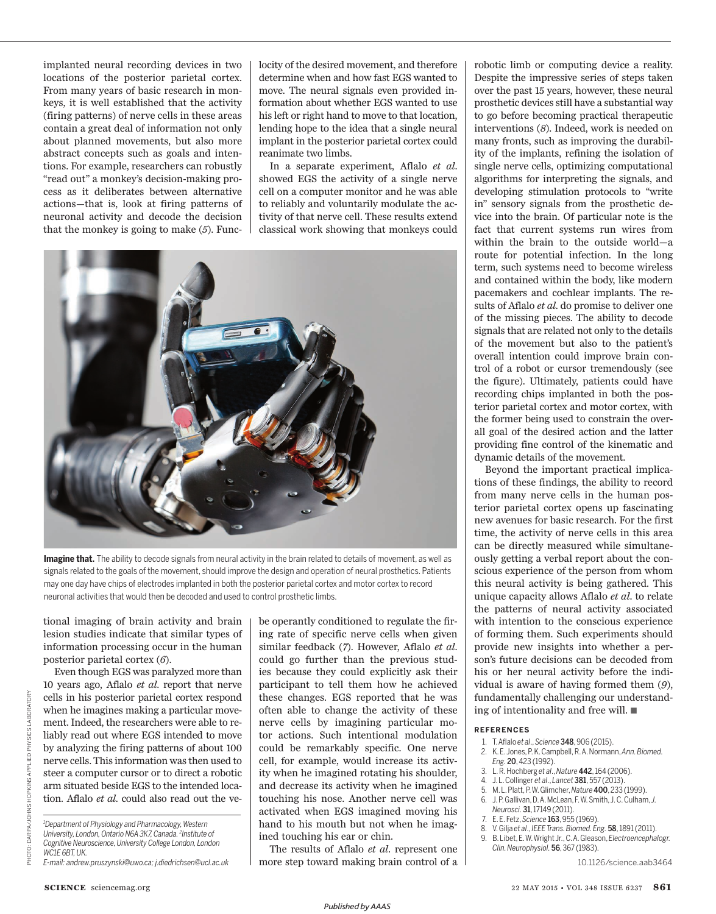implanted neural recording devices in two locations of the posterior parietal cortex. From many years of basic research in monkeys, it is well established that the activity (firing patterns) of nerve cells in these areas contain a great deal of information not only about planned movements, but also more abstract concepts such as goals and intentions. For example, researchers can robustly "read out" a monkey's decision-making process as it deliberates between alternative actions—that is, look at firing patterns of neuronal activity and decode the decision that the monkey is going to make (*5*). Functional imaging of brain activity and brain lesion studies indicate that similar types of information processing occur in the human posterior parietal cortex (*6*).

Even though EGS was paralyzed more than 10 years ago, Aflalo *et al.* report that nerve cells in his posterior parietal cortex respond when he imagines making a particular movement. Indeed, the researchers were able to reliably read out where EGS intended to move by analyzing the firing patterns of about 100 nerve cells. This information was then used to steer a computer cursor or to direct a robotic arm situated beside EGS to the intended location. Aflalo *et al.* could also read out the velocity of the desired movement, and therefore determine when and how fast EGS wanted to move. The neural signals even provided information about whether EGS wanted to use his left or right hand to move to that location, lending hope to the idea that a single neural implant in the posterior parietal cortex could reanimate two limbs.

In a separate experiment, Aflalo *et al.* showed EGS the activity of a single nerve cell on a computer monitor and he was able to reliably and voluntarily modulate the activity of that nerve cell. These results extend classical work showing that monkeys could be operantly conditioned to regulate the firing rate of specific nerve cells when given similar feedback (*7*). However, Aflalo *et al.* could go further than the previous studies because they could explicitly ask their participant to tell them how he achieved these changes. EGS reported that he was often able to change the activity of these nerve cells by imagining particular motor actions. Such intentional modulation could be remarkably specific. One nerve cell, for example, would increase its activity when he imagined rotating his shoulder, and decrease its activity when he imagined touching his nose. Another nerve cell was activated when EGS imagined moving his hand to his mouth but not when he imagined touching his ear or chin.

The results of Aflalo *et al.* represent one more step toward making brain control of a robotic limb or computing device a reality. Despite the impressive series of steps taken over the past 15 years, however, these neural prosthetic devices still have a substantial way to go before becoming practical therapeutic interventions (*8*). Indeed, work is needed on many fronts, such as improving the durability of the implants, refining the isolation of single nerve cells, optimizing computational algorithms for interpreting the signals, and developing stimulation protocols to "write in" sensory signals from the prosthetic device into the brain. Of particular note is the fact that current systems run wires from within the brain to the outside world—a route for potential infection. In the long term, such systems need to become wireless and contained within the body, like modern pacemakers and cochlear implants. The results of Aflalo *et al.* do promise to deliver one of the missing pieces. The ability to decode signals that are related not only to the details of the movement but also to the patient's overall intention could improve brain control of a robot or cursor tremendously (see the figure). Ultimately, patients could have recording chips implanted in both the posterior parietal cortex and motor cortex, with the former being used to constrain the overall goal of the desired action and the latter providing fine control of the kinematic and dynamic details of the movement.

Beyond the important practical implications of these findings, the ability to record from many nerve cells in the human posterior parietal cortex opens up fascinating new avenues for basic research. For the first time, the activity of nerve cells in this area can be directly measured while simultaneously getting a verbal report about the conscious experience of the person from whom this neural activity is being gathered. This unique capacity allows Aflalo *et al.* to relate the patterns of neural activity associated with intention to the conscious experience of forming them. Such experiments should provide new insights into whether a person's future decisions can be decoded from his or her neural activity before the individual is aware of having formed them (*9*), fundamentally challenging our understanding of intentionality and free will. ■

**Imagine that.** The ability to decode signals from neural activity in the brain related to details of movement, as well as signals related to the goals of the movement, should improve the design and operation of neural prosthetics. Patients may one day have chips of electrodes implanted in both the posterior parietal cortex and motor cortex to record neuronal activities that would then be decoded and used to control prosthetic limbs.

PHOTO: DARPA/JOHNS HOPKINS APPLIED PHYSICS LABORATORY

[1]Department of Physiology and Pharmacology, Western University, London, Ontario N6A 3K7, Canada. [2]Institute of Cognitive Neuroscience, University College London, London WC1E 6BT, UK.
E-mail: andrew.pruszynski@uwo.ca; j.diedrichsen@ucl.ac.uk

### REFERENCES

1. T. Aflalo *et al.*, *Science* **348**, 906 (2015).
2. K. E. Jones, P. K. Campbell, R. A. Normann, *Ann. Biomed. Eng.* **20**, 423 (1992).
3. L. R. Hochberg *et al.*, *Nature* **442**, 164 (2006).
4. J. L. Collinger *et al.*, *Lancet* **381**, 557 (2013).
5. M. L. Platt, P. W. Glimcher, *Nature* **400**, 233 (1999).
6. J. P. Gallivan, D. A. McLean, F. W. Smith, J. C. Culham, *J. Neurosci.* **31**, 17149 (2011).
7. E. E. Fetz, *Science* **163**, 955 (1969).
8. V. Gilja *et al.*, *IEEE Trans. Biomed. Eng.* **58**, 1891 (2011).
9. B. Libet, E. W. Wright Jr., C. A. Gleason, *Electroencephalogr. Clin. Neurophysiol.* **56**, 367 (1983).

10.1126/science.aab3464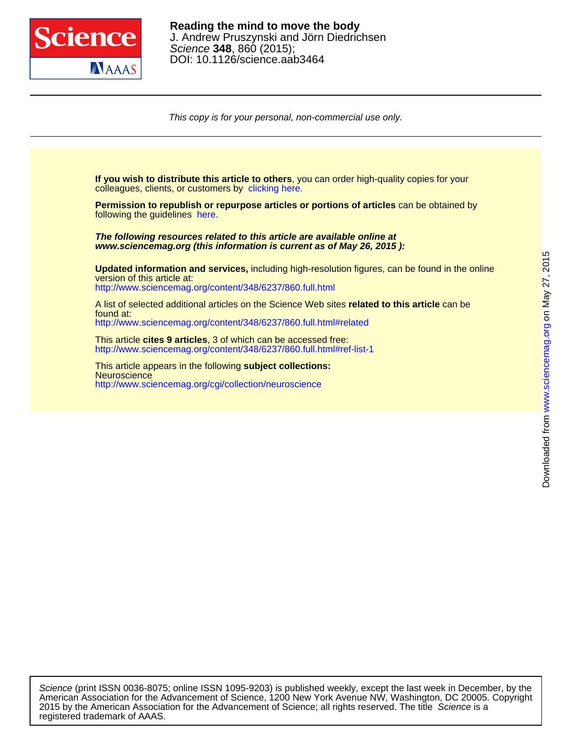**Reading the mind to move the body**

J. Andrew Pruszynski and Jörn Diedrichsen

*Science* **348**, 860 (2015);

DOI: 10.1126/science.aab3464

*This copy is for your personal, non-commercial use only.*

**If you wish to distribute this article to others**, you can order high-quality copies for your colleagues, clients, or customers by clicking here.

**Permission to republish or repurpose articles or portions of articles** can be obtained by following the guidelines here.

***The following resources related to this article are available online at www.sciencemag.org (this information is current as of May 26, 2015 ):***

**Updated information and services,** including high-resolution figures, can be found in the online version of this article at:
http://www.sciencemag.org/content/348/6237/860.full.html

A list of selected additional articles on the Science Web sites **related to this article** can be found at:
http://www.sciencemag.org/content/348/6237/860.full.html#related

This article **cites 9 articles**, 3 of which can be accessed free:
http://www.sciencemag.org/content/348/6237/860.full.html#ref-list-1

This article appears in the following **subject collections:**
Neuroscience
http://www.sciencemag.org/cgi/collection/neuroscience

Downloaded from www.sciencemag.org on May 27, 2015

*Science* (print ISSN 0036-8075; online ISSN 1095-9203) is published weekly, except the last week in December, by the American Association for the Advancement of Science, 1200 New York Avenue NW, Washington, DC 20005. Copyright 2015 by the American Association for the Advancement of Science; all rights reserved. The title *Science* is a registered trademark of AAAS.